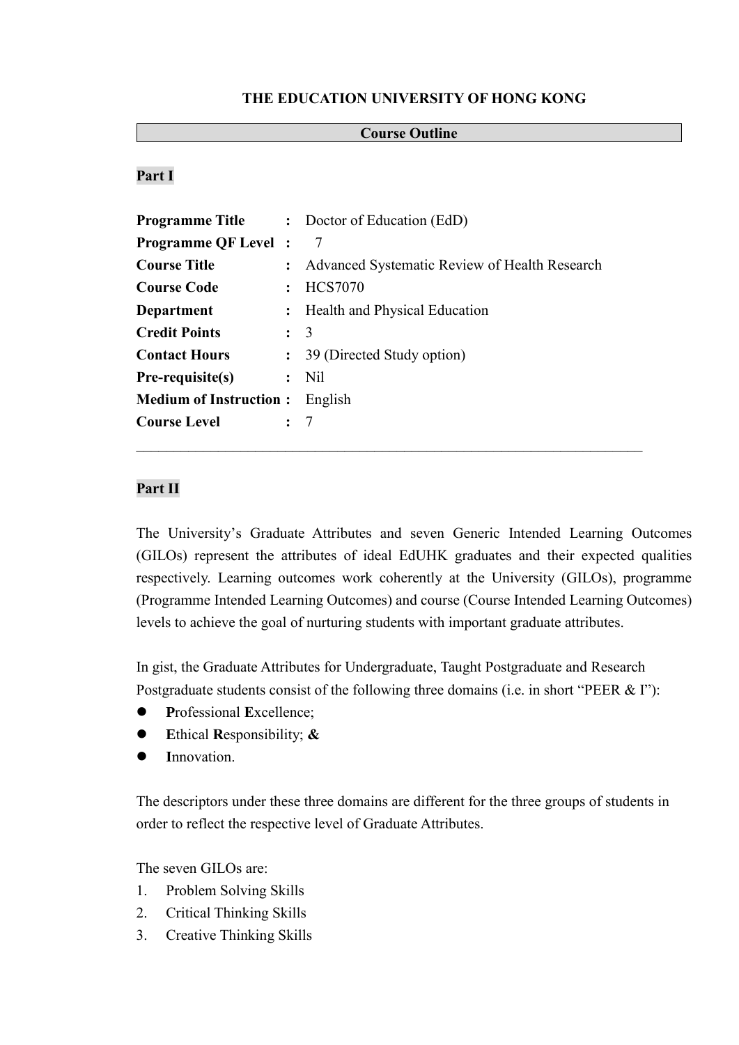# THE EDUCATION UNIVERSITY OF HONG KONG

## Course Outline

### Part I

**Programme Title** : Doctor of Education (EdD)
**Programme QF Level** : 7
**Course Title** : Advanced Systematic Review of Health Research
**Course Code** : HCS7070
**Department** : Health and Physical Education
**Credit Points** : 3
**Contact Hours** : 39 (Directed Study option)
**Pre-requisite(s)** : Nil
**Medium of Instruction** : English
**Course Level** : 7

---

### Part II

The University's Graduate Attributes and seven Generic Intended Learning Outcomes (GILOs) represent the attributes of ideal EdUHK graduates and their expected qualities respectively. Learning outcomes work coherently at the University (GILOs), programme (Programme Intended Learning Outcomes) and course (Course Intended Learning Outcomes) levels to achieve the goal of nurturing students with important graduate attributes.

In gist, the Graduate Attributes for Undergraduate, Taught Postgraduate and Research Postgraduate students consist of the following three domains (i.e. in short "PEER & I"):

- **P**rofessional **E**xcellence;
- **E**thical **R**esponsibility; **&**
- **I**nnovation.

The descriptors under these three domains are different for the three groups of students in order to reflect the respective level of Graduate Attributes.

The seven GILOs are:

1. Problem Solving Skills
2. Critical Thinking Skills
3. Creative Thinking Skills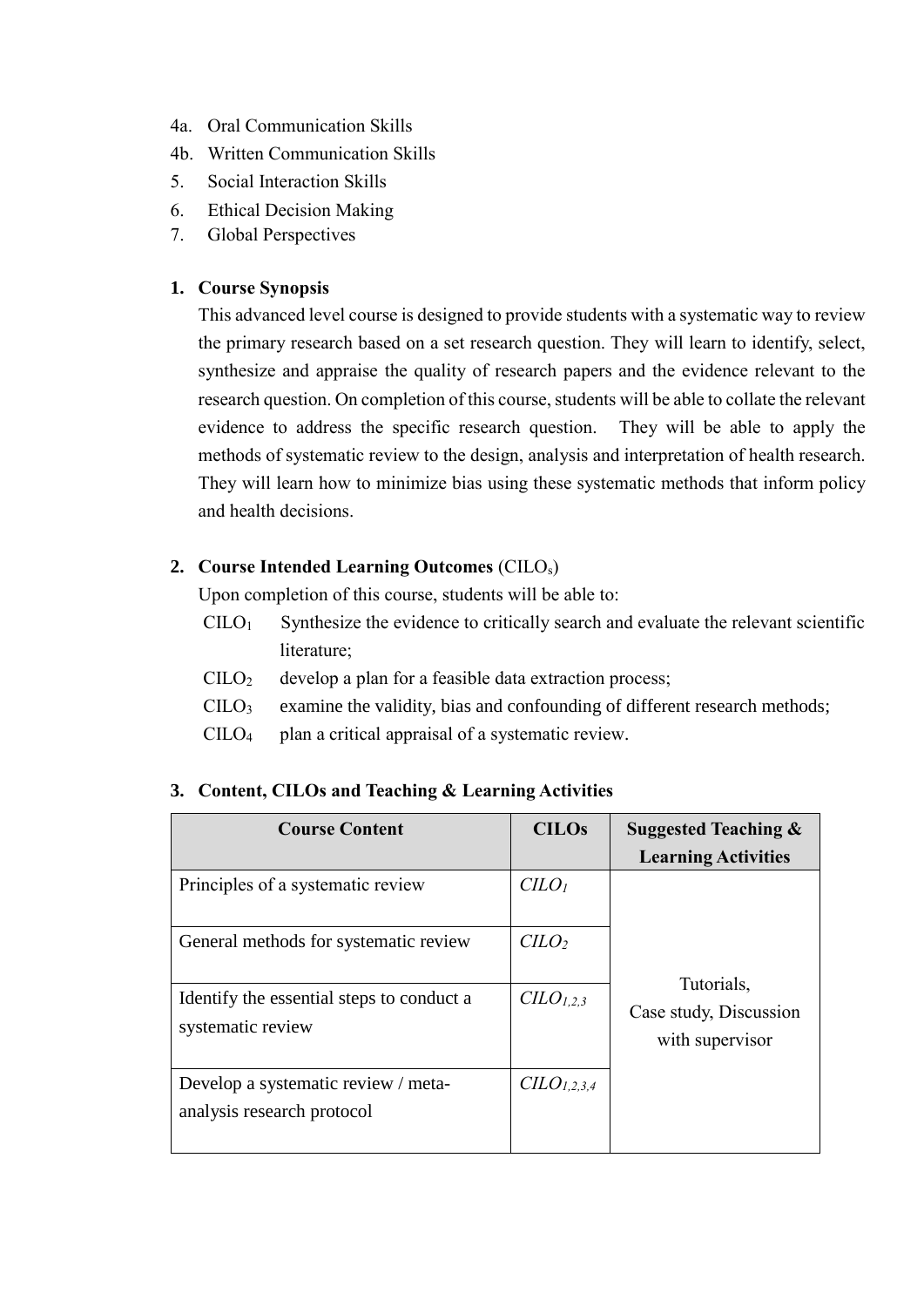4a. Oral Communication Skills
4b. Written Communication Skills
5. Social Interaction Skills
6. Ethical Decision Making
7. Global Perspectives

**1. Course Synopsis**

This advanced level course is designed to provide students with a systematic way to review the primary research based on a set research question. They will learn to identify, select, synthesize and appraise the quality of research papers and the evidence relevant to the research question. On completion of this course, students will be able to collate the relevant evidence to address the specific research question. They will be able to apply the methods of systematic review to the design, analysis and interpretation of health research. They will learn how to minimize bias using these systematic methods that inform policy and health decisions.

**2. Course Intended Learning Outcomes** ($CILO_s$)

Upon completion of this course, students will be able to:

- $CILO_1$ Synthesize the evidence to critically search and evaluate the relevant scientific literature;
- $CILO_2$ develop a plan for a feasible data extraction process;
- $CILO_3$ examine the validity, bias and confounding of different research methods;
- $CILO_4$ plan a critical appraisal of a systematic review.

**3. Content, CILOs and Teaching & Learning Activities**

| Course Content | CILOs | Suggested Teaching & Learning Activities |
|---|---|---|
| Principles of a systematic review | *$CILO_1$* | Tutorials, Case study, Discussion with supervisor |
| General methods for systematic review | *$CILO_2$* | |
| Identify the essential steps to conduct a systematic review | *$CILO_{1,2,3}$* | |
| Develop a systematic review / meta-analysis research protocol | *$CILO_{1,2,3,4}$* | |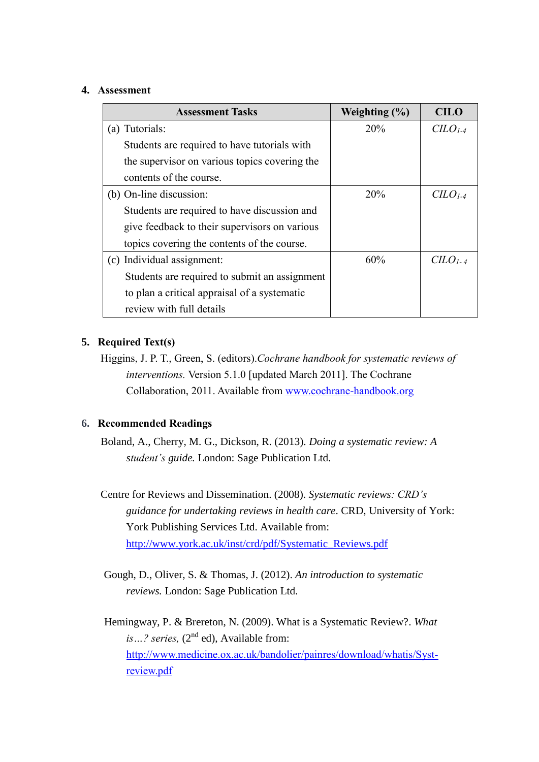## 4. Assessment

| Assessment Tasks | Weighting (%) | CILO |
|---|---|---|
| (a) Tutorials: Students are required to have tutorials with the supervisor on various topics covering the contents of the course. | 20% | *CILO*$_{1\text{-}4}$ |
| (b) On-line discussion: Students are required to have discussion and give feedback to their supervisors on various topics covering the contents of the course. | 20% | *CILO*$_{1\text{-}4}$ |
| (c) Individual assignment: Students are required to submit an assignment to plan a critical appraisal of a systematic review with full details | 60% | *CILO*$_{1\text{-}4}$ |

## 5. Required Text(s)

Higgins, J. P. T., Green, S. (editors).*Cochrane handbook for systematic reviews of interventions.* Version 5.1.0 [updated March 2011]. The Cochrane Collaboration, 2011. Available from www.cochrane-handbook.org

## 6. Recommended Readings

Boland, A., Cherry, M. G., Dickson, R. (2013). *Doing a systematic review: A student's guide.* London: Sage Publication Ltd.

Centre for Reviews and Dissemination. (2008). *Systematic reviews: CRD's guidance for undertaking reviews in health care*. CRD, University of York: York Publishing Services Ltd. Available from: http://www.york.ac.uk/inst/crd/pdf/Systematic_Reviews.pdf

Gough, D., Oliver, S. & Thomas, J. (2012). *An introduction to systematic reviews.* London: Sage Publication Ltd.

Hemingway, P. & Brereton, N. (2009). What is a Systematic Review?. *What is…? series,* (2nd ed), Available from: http://www.medicine.ox.ac.uk/bandolier/painres/download/whatis/Syst-review.pdf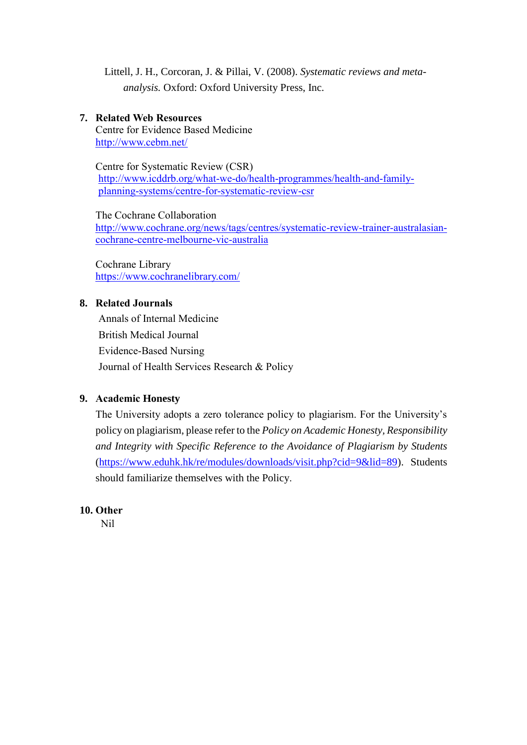Littell, J. H., Corcoran, J. & Pillai, V. (2008). *Systematic reviews and meta-analysis.* Oxford: Oxford University Press, Inc.

**7. Related Web Resources**

Centre for Evidence Based Medicine
http://www.cebm.net/

Centre for Systematic Review (CSR)
http://www.icddrb.org/what-we-do/health-programmes/health-and-family-planning-systems/centre-for-systematic-review-csr

The Cochrane Collaboration
http://www.cochrane.org/news/tags/centres/systematic-review-trainer-australasian-cochrane-centre-melbourne-vic-australia

Cochrane Library
https://www.cochranelibrary.com/

**8. Related Journals**

Annals of Internal Medicine
British Medical Journal
Evidence-Based Nursing
Journal of Health Services Research & Policy

**9. Academic Honesty**

The University adopts a zero tolerance policy to plagiarism. For the University's policy on plagiarism, please refer to the *Policy on Academic Honesty, Responsibility and Integrity with Specific Reference to the Avoidance of Plagiarism by Students* (https://www.eduhk.hk/re/modules/downloads/visit.php?cid=9&lid=89). Students should familiarize themselves with the Policy.

**10. Other**

Nil